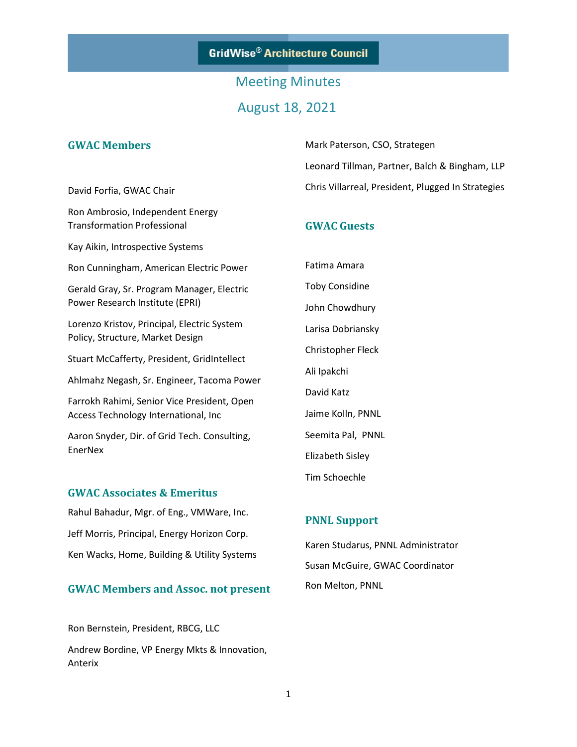# GridWise® Architecture Council

## Meeting Minutes

## August 18, 2021

### GWAC Members

David Forfia, GWAC Chair

Ron Ambrosio, Independent Energy Transformation Professional

Kay Aikin, Introspective Systems

Ron Cunningham, American Electric Power

Gerald Gray, Sr. Program Manager, Electric Power Research Institute (EPRI)

Lorenzo Kristov, Principal, Electric System Policy, Structure, Market Design

Stuart McCafferty, President, GridIntellect

Ahlmahz Negash, Sr. Engineer, Tacoma Power

Farrokh Rahimi, Senior Vice President, Open Access Technology International, Inc

Aaron Snyder, Dir. of Grid Tech. Consulting, EnerNex

### GWAC Associates & Emeritus

Rahul Bahadur, Mgr. of Eng., VMWare, Inc.

Jeff Morris, Principal, Energy Horizon Corp.

Ken Wacks, Home, Building & Utility Systems

### GWAC Members and Assoc. not present

Ron Bernstein, President, RBCG, LLC

Andrew Bordine, VP Energy Mkts & Innovation, Anterix

Mark Paterson, CSO, Strategen

Leonard Tillman, Partner, Balch & Bingham, LLP

Chris Villarreal, President, Plugged In Strategies

### GWAC Guests

Fatima Amara

Toby Considine

John Chowdhury

Larisa Dobriansky

Christopher Fleck

Ali Ipakchi

David Katz

Jaime Kolln, PNNL

Seemita Pal, PNNL

Elizabeth Sisley

Tim Schoechle

### PNNL Support

Karen Studarus, PNNL Administrator

Susan McGuire, GWAC Coordinator

Ron Melton, PNNL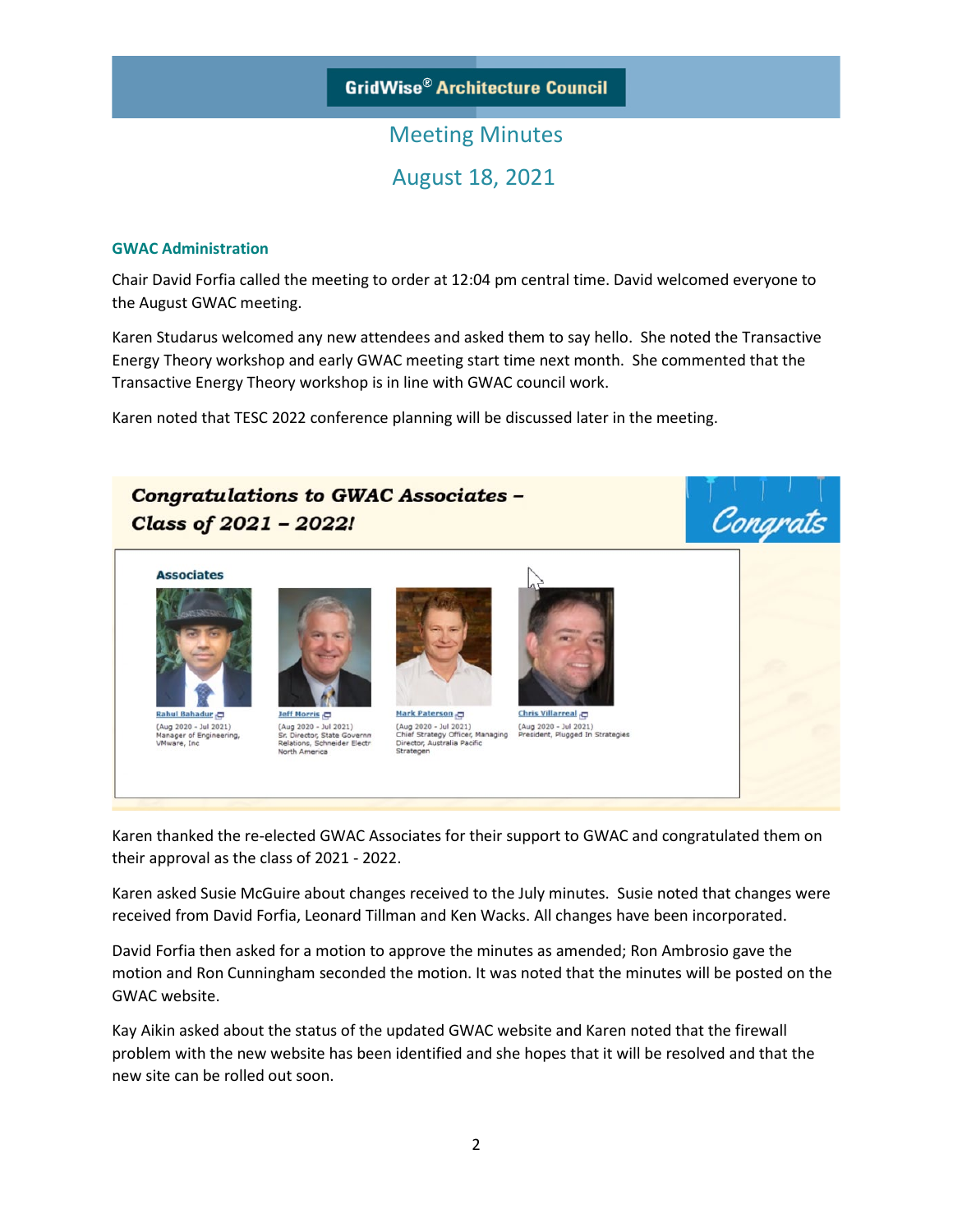GridWise® Architecture Council

# Meeting Minutes

## August 18, 2021

### GWAC Administration

Chair David Forfia called the meeting to order at 12:04 pm central time. David welcomed everyone to the August GWAC meeting.

Karen Studarus welcomed any new attendees and asked them to say hello. She noted the Transactive Energy Theory workshop and early GWAC meeting start time next month. She commented that the Transactive Energy Theory workshop is in line with GWAC council work.

Karen noted that TESC 2022 conference planning will be discussed later in the meeting.

**Congratulations to GWAC Associates – Class of 2021 – 2022!**

Congrats

**Associates**

- Rahul Bahadur (Aug 2020 - Jul 2021) Manager of Engineering, VMware, Inc
- Jeff Morris (Aug 2020 - Jul 2021) Sr. Director, State Governn Relations, Schneider Electr North America
- Mark Paterson (Aug 2020 - Jul 2021) Chief Strategy Officer, Managing Director, Australia Pacific Strategen
- Chris Villarreal (Aug 2020 - Jul 2021) President, Plugged In Strategies

Karen thanked the re-elected GWAC Associates for their support to GWAC and congratulated them on their approval as the class of 2021 - 2022.

Karen asked Susie McGuire about changes received to the July minutes. Susie noted that changes were received from David Forfia, Leonard Tillman and Ken Wacks. All changes have been incorporated.

David Forfia then asked for a motion to approve the minutes as amended; Ron Ambrosio gave the motion and Ron Cunningham seconded the motion. It was noted that the minutes will be posted on the GWAC website.

Kay Aikin asked about the status of the updated GWAC website and Karen noted that the firewall problem with the new website has been identified and she hopes that it will be resolved and that the new site can be rolled out soon.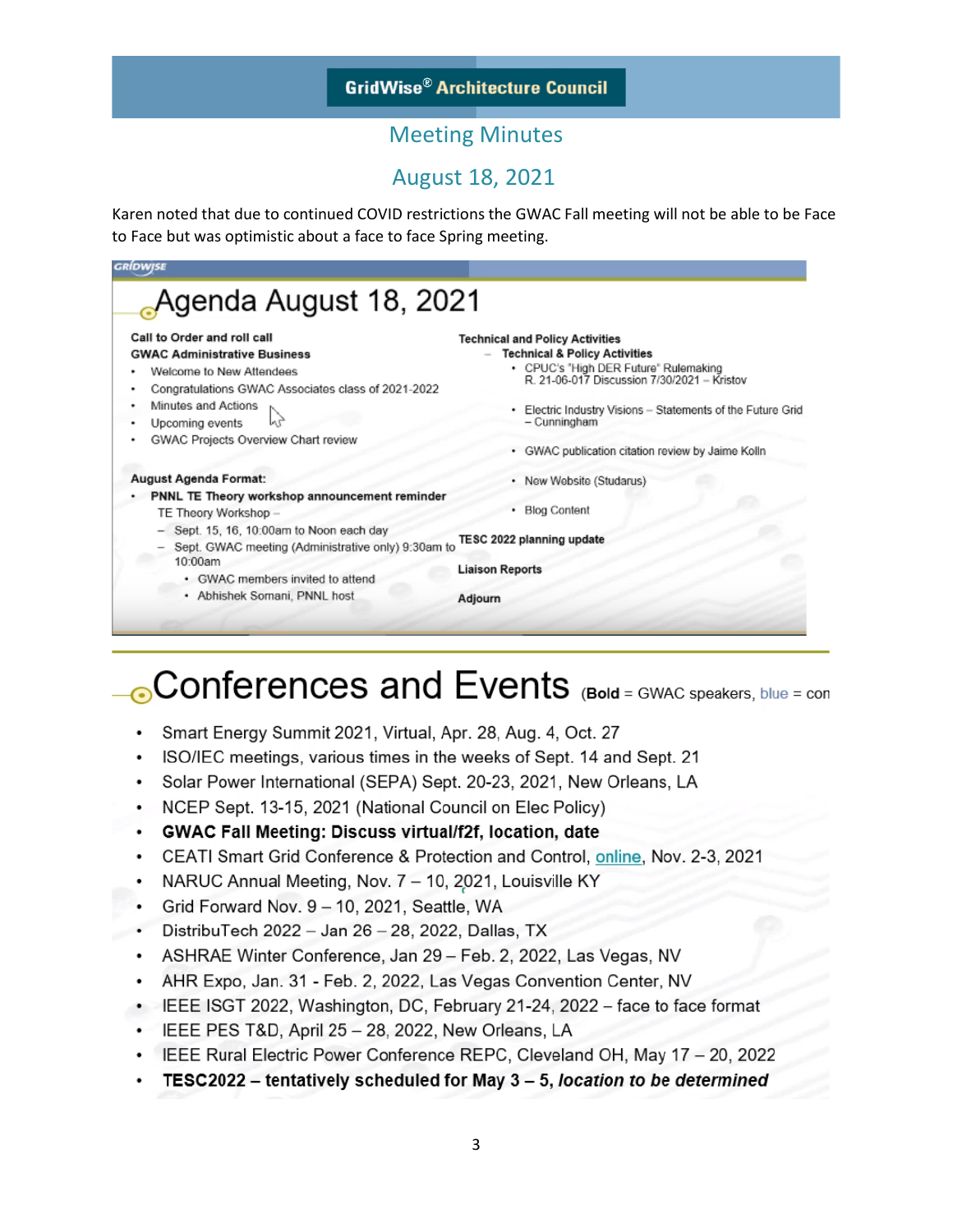**GridWise® Architecture Council**

## Meeting Minutes

## August 18, 2021

Karen noted that due to continued COVID restrictions the GWAC Fall meeting will not be able to be Face to Face but was optimistic about a face to face Spring meeting.

### Agenda August 18, 2021

**Call to Order and roll call**

**GWAC Administrative Business**

- Welcome to New Attendees
- Congratulations GWAC Associates class of 2021-2022
- Minutes and Actions
- Upcoming events
- GWAC Projects Overview Chart review

**August Agenda Format:**

- **PNNL TE Theory workshop announcement reminder**
  - TE Theory Workshop –
    - Sept. 15, 16, 10:00am to Noon each day
    - Sept. GWAC meeting (Administrative only) 9:30am to 10:00am
      - GWAC members invited to attend
      - Abhishek Somani, PNNL host

**Technical and Policy Activities**

- **Technical & Policy Activities**
  - CPUC's "High DER Future" Rulemaking R. 21-06-017 Discussion 7/30/2021 – Kristov
  - Electric Industry Visions – Statements of the Future Grid – Cunningham
  - GWAC publication citation review by Jaime Kolln
  - New Website (Studarus)
  - Blog Content

**TESC 2022 planning update**

**Liaison Reports**

**Adjourn**

### Conferences and Events (**Bold** = GWAC speakers, blue = con

- Smart Energy Summit 2021, Virtual, Apr. 28, Aug. 4, Oct. 27
- ISO/IEC meetings, various times in the weeks of Sept. 14 and Sept. 21
- Solar Power International (SEPA) Sept. 20-23, 2021, New Orleans, LA
- NCEP Sept. 13-15, 2021 (National Council on Elec Policy)
- **GWAC Fall Meeting: Discuss virtual/f2f, location, date**
- CEATI Smart Grid Conference & Protection and Control, online, Nov. 2-3, 2021
- NARUC Annual Meeting, Nov. 7 – 10, 2021, Louisville KY
- Grid Forward Nov. 9 – 10, 2021, Seattle, WA
- DistribuTech 2022 – Jan 26 – 28, 2022, Dallas, TX
- ASHRAE Winter Conference, Jan 29 – Feb. 2, 2022, Las Vegas, NV
- AHR Expo, Jan. 31 - Feb. 2, 2022, Las Vegas Convention Center, NV
- IEEE ISGT 2022, Washington, DC, February 21-24, 2022 – face to face format
- IEEE PES T&D, April 25 – 28, 2022, New Orleans, LA
- IEEE Rural Electric Power Conference REPC, Cleveland OH, May 17 – 20, 2022
- **TESC2022 – tentatively scheduled for May 3 – 5, *location to be determined***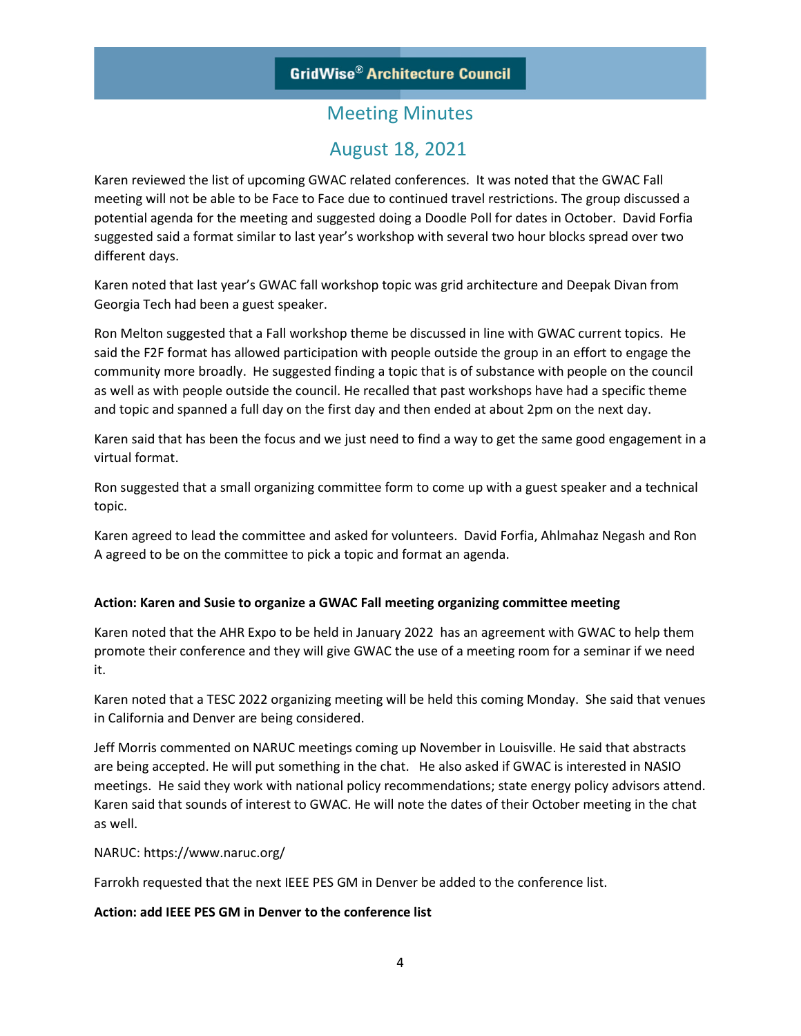Karen reviewed the list of upcoming GWAC related conferences. It was noted that the GWAC Fall meeting will not be able to be Face to Face due to continued travel restrictions. The group discussed a potential agenda for the meeting and suggested doing a Doodle Poll for dates in October. David Forfia suggested said a format similar to last year's workshop with several two hour blocks spread over two different days.

Karen noted that last year's GWAC fall workshop topic was grid architecture and Deepak Divan from Georgia Tech had been a guest speaker.

Ron Melton suggested that a Fall workshop theme be discussed in line with GWAC current topics. He said the F2F format has allowed participation with people outside the group in an effort to engage the community more broadly. He suggested finding a topic that is of substance with people on the council as well as with people outside the council. He recalled that past workshops have had a specific theme and topic and spanned a full day on the first day and then ended at about 2pm on the next day.

Karen said that has been the focus and we just need to find a way to get the same good engagement in a virtual format.

Ron suggested that a small organizing committee form to come up with a guest speaker and a technical topic.

Karen agreed to lead the committee and asked for volunteers. David Forfia, Ahlmahaz Negash and Ron A agreed to be on the committee to pick a topic and format an agenda.

**Action: Karen and Susie to organize a GWAC Fall meeting organizing committee meeting**

Karen noted that the AHR Expo to be held in January 2022 has an agreement with GWAC to help them promote their conference and they will give GWAC the use of a meeting room for a seminar if we need it.

Karen noted that a TESC 2022 organizing meeting will be held this coming Monday. She said that venues in California and Denver are being considered.

Jeff Morris commented on NARUC meetings coming up November in Louisville. He said that abstracts are being accepted. He will put something in the chat. He also asked if GWAC is interested in NASIO meetings. He said they work with national policy recommendations; state energy policy advisors attend. Karen said that sounds of interest to GWAC. He will note the dates of their October meeting in the chat as well.

NARUC: https://www.naruc.org/

Farrokh requested that the next IEEE PES GM in Denver be added to the conference list.

**Action: add IEEE PES GM in Denver to the conference list**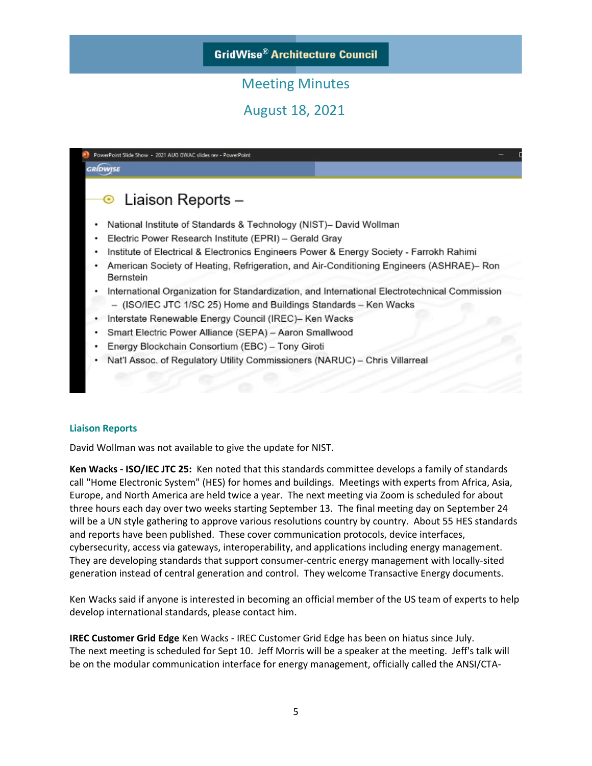# GridWise® Architecture Council

## Meeting Minutes

## August 18, 2021

### Liaison Reports –

- National Institute of Standards & Technology (NIST)– David Wollman
- Electric Power Research Institute (EPRI) – Gerald Gray
- Institute of Electrical & Electronics Engineers Power & Energy Society - Farrokh Rahimi
- American Society of Heating, Refrigeration, and Air-Conditioning Engineers (ASHRAE)– Ron Bernstein
- International Organization for Standardization, and International Electrotechnical Commission
  - (ISO/IEC JTC 1/SC 25) Home and Buildings Standards – Ken Wacks
- Interstate Renewable Energy Council (IREC)– Ken Wacks
- Smart Electric Power Alliance (SEPA) – Aaron Smallwood
- Energy Blockchain Consortium (EBC) – Tony Giroti
- Nat'l Assoc. of Regulatory Utility Commissioners (NARUC) – Chris Villarreal

### Liaison Reports

David Wollman was not available to give the update for NIST.

**Ken Wacks - ISO/IEC JTC 25:** Ken noted that this standards committee develops a family of standards call "Home Electronic System" (HES) for homes and buildings. Meetings with experts from Africa, Asia, Europe, and North America are held twice a year. The next meeting via Zoom is scheduled for about three hours each day over two weeks starting September 13. The final meeting day on September 24 will be a UN style gathering to approve various resolutions country by country. About 55 HES standards and reports have been published. These cover communication protocols, device interfaces, cybersecurity, access via gateways, interoperability, and applications including energy management. They are developing standards that support consumer-centric energy management with locally-sited generation instead of central generation and control. They welcome Transactive Energy documents.

Ken Wacks said if anyone is interested in becoming an official member of the US team of experts to help develop international standards, please contact him.

**IREC Customer Grid Edge** Ken Wacks - IREC Customer Grid Edge has been on hiatus since July. The next meeting is scheduled for Sept 10. Jeff Morris will be a speaker at the meeting. Jeff's talk will be on the modular communication interface for energy management, officially called the ANSI/CTA-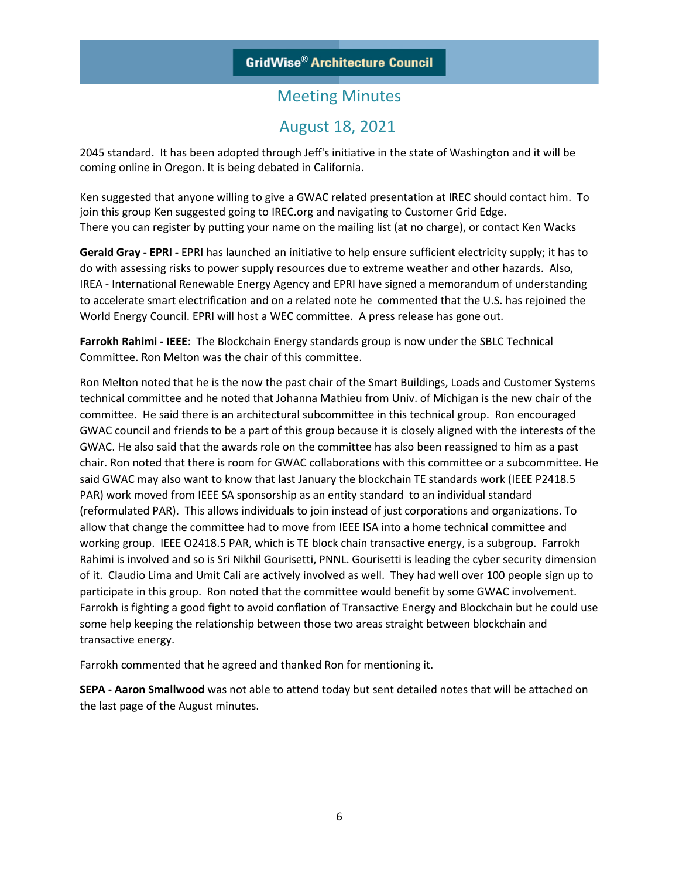2045 standard.  It has been adopted through Jeff's initiative in the state of Washington and it will be coming online in Oregon. It is being debated in California.

Ken suggested that anyone willing to give a GWAC related presentation at IREC should contact him.  To join this group Ken suggested going to IREC.org and navigating to Customer Grid Edge.
There you can register by putting your name on the mailing list (at no charge), or contact Ken Wacks

**Gerald Gray - EPRI -** EPRI has launched an initiative to help ensure sufficient electricity supply; it has to do with assessing risks to power supply resources due to extreme weather and other hazards.  Also, IREA - International Renewable Energy Agency and EPRI have signed a memorandum of understanding to accelerate smart electrification and on a related note he  commented that the U.S. has rejoined the World Energy Council. EPRI will host a WEC committee.  A press release has gone out.

**Farrokh Rahimi - IEEE**:  The Blockchain Energy standards group is now under the SBLC Technical Committee. Ron Melton was the chair of this committee.

Ron Melton noted that he is the now the past chair of the Smart Buildings, Loads and Customer Systems technical committee and he noted that Johanna Mathieu from Univ. of Michigan is the new chair of the committee.  He said there is an architectural subcommittee in this technical group.  Ron encouraged GWAC council and friends to be a part of this group because it is closely aligned with the interests of the GWAC. He also said that the awards role on the committee has also been reassigned to him as a past chair. Ron noted that there is room for GWAC collaborations with this committee or a subcommittee. He said GWAC may also want to know that last January the blockchain TE standards work (IEEE P2418.5 PAR) work moved from IEEE SA sponsorship as an entity standard  to an individual standard (reformulated PAR).  This allows individuals to join instead of just corporations and organizations. To allow that change the committee had to move from IEEE ISA into a home technical committee and working group.  IEEE O2418.5 PAR, which is TE block chain transactive energy, is a subgroup.  Farrokh Rahimi is involved and so is Sri Nikhil Gourisetti, PNNL. Gourisetti is leading the cyber security dimension of it.  Claudio Lima and Umit Cali are actively involved as well.  They had well over 100 people sign up to participate in this group.  Ron noted that the committee would benefit by some GWAC involvement.  Farrokh is fighting a good fight to avoid conflation of Transactive Energy and Blockchain but he could use some help keeping the relationship between those two areas straight between blockchain and transactive energy.

Farrokh commented that he agreed and thanked Ron for mentioning it.

**SEPA - Aaron Smallwood** was not able to attend today but sent detailed notes that will be attached on the last page of the August minutes.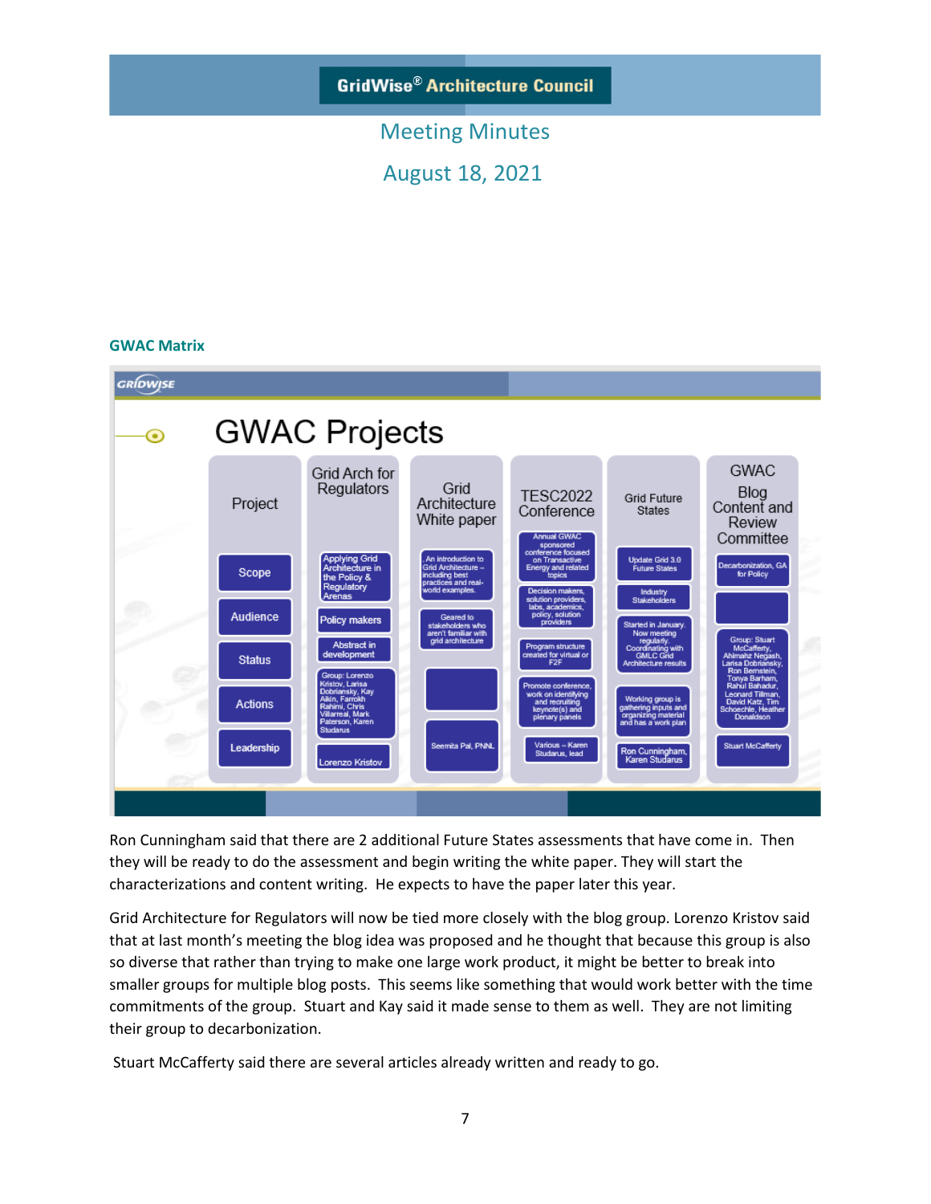## GWAC Matrix

# GWAC Projects

| Project | Grid Arch for Regulators | Grid Architecture White paper | TESC2022 Conference | Grid Future States | GWAC Blog Content and Review Committee |
|---|---|---|---|---|---|
| Scope | Applying Grid Architecture in the Policy & Regulatory Arenas | An introduction to Grid Architecture – including best practices and real-world examples. | Annual GWAC sponsored conference focused on Transactive Energy and related topics | Update Grid 3.0 Future States | Decarbonization, GA for Policy |
| Audience | Policy makers | Geared to stakeholders who aren't familiar with grid architecture | Decision makers, solution providers, labs, academics, policy, solution providers | Industry Stakeholders | |
| Status | Abstract in development | | Program structure created for virtual or F2F | Started in January. Now meeting regularly. Coordinating with GMLC Grid Architecture results | Group: Stuart McCafferty, Ahlmahz Negash, Larisa Dobriansky, Ron Bernstein, Tonya Barham, Rahul Bahadur, Leonard Tillman, David Katz, Tim Schoechle, Heather Donaldson |
| Actions | Group: Lorenzo Kristov, Larisa Dobriansky, Kay Aikin, Farrokh Rahimi, Chris Villarreal, Mark Paterson, Karen Studarus | | Promote conference, work on identifying and recruiting keynote(s) and plenary panels | Working group is gathering inputs and organizing material and has a work plan | |
| Leadership | Lorenzo Kristov | Seemita Pal, PNNL | Various – Karen Studarus, lead | Ron Cunningham, Karen Studarus | Stuart McCafferty |

Ron Cunningham said that there are 2 additional Future States assessments that have come in. Then they will be ready to do the assessment and begin writing the white paper. They will start the characterizations and content writing. He expects to have the paper later this year.

Grid Architecture for Regulators will now be tied more closely with the blog group. Lorenzo Kristov said that at last month's meeting the blog idea was proposed and he thought that because this group is also so diverse that rather than trying to make one large work product, it might be better to break into smaller groups for multiple blog posts. This seems like something that would work better with the time commitments of the group. Stuart and Kay said it made sense to them as well. They are not limiting their group to decarbonization.

Stuart McCafferty said there are several articles already written and ready to go.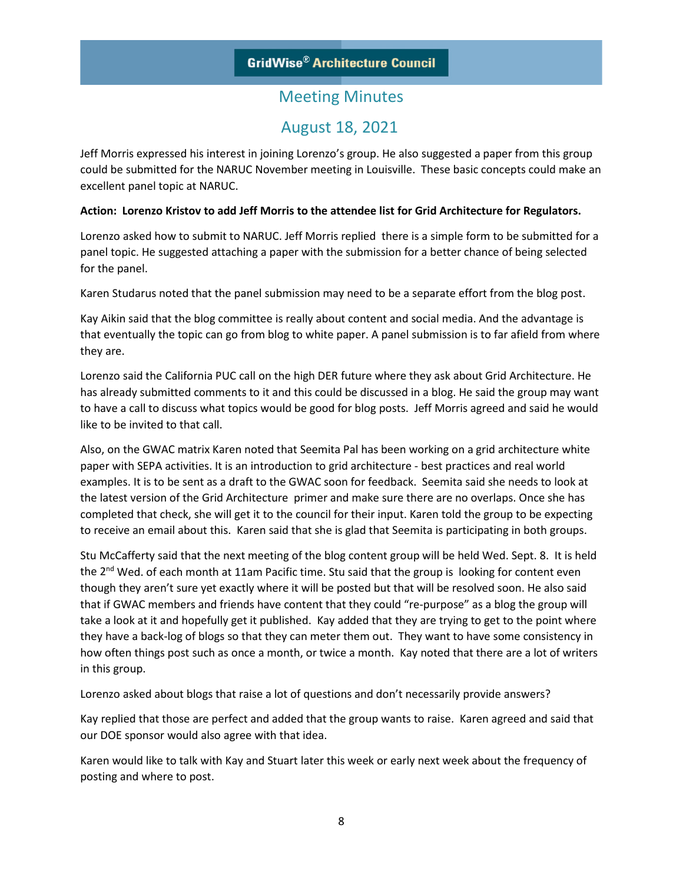Jeff Morris expressed his interest in joining Lorenzo's group. He also suggested a paper from this group could be submitted for the NARUC November meeting in Louisville. These basic concepts could make an excellent panel topic at NARUC.

**Action: Lorenzo Kristov to add Jeff Morris to the attendee list for Grid Architecture for Regulators.**

Lorenzo asked how to submit to NARUC. Jeff Morris replied there is a simple form to be submitted for a panel topic. He suggested attaching a paper with the submission for a better chance of being selected for the panel.

Karen Studarus noted that the panel submission may need to be a separate effort from the blog post.

Kay Aikin said that the blog committee is really about content and social media. And the advantage is that eventually the topic can go from blog to white paper. A panel submission is to far afield from where they are.

Lorenzo said the California PUC call on the high DER future where they ask about Grid Architecture. He has already submitted comments to it and this could be discussed in a blog. He said the group may want to have a call to discuss what topics would be good for blog posts. Jeff Morris agreed and said he would like to be invited to that call.

Also, on the GWAC matrix Karen noted that Seemita Pal has been working on a grid architecture white paper with SEPA activities. It is an introduction to grid architecture - best practices and real world examples. It is to be sent as a draft to the GWAC soon for feedback. Seemita said she needs to look at the latest version of the Grid Architecture primer and make sure there are no overlaps. Once she has completed that check, she will get it to the council for their input. Karen told the group to be expecting to receive an email about this. Karen said that she is glad that Seemita is participating in both groups.

Stu McCafferty said that the next meeting of the blog content group will be held Wed. Sept. 8. It is held the 2nd Wed. of each month at 11am Pacific time. Stu said that the group is looking for content even though they aren't sure yet exactly where it will be posted but that will be resolved soon. He also said that if GWAC members and friends have content that they could "re-purpose" as a blog the group will take a look at it and hopefully get it published. Kay added that they are trying to get to the point where they have a back-log of blogs so that they can meter them out. They want to have some consistency in how often things post such as once a month, or twice a month. Kay noted that there are a lot of writers in this group.

Lorenzo asked about blogs that raise a lot of questions and don't necessarily provide answers?

Kay replied that those are perfect and added that the group wants to raise. Karen agreed and said that our DOE sponsor would also agree with that idea.

Karen would like to talk with Kay and Stuart later this week or early next week about the frequency of posting and where to post.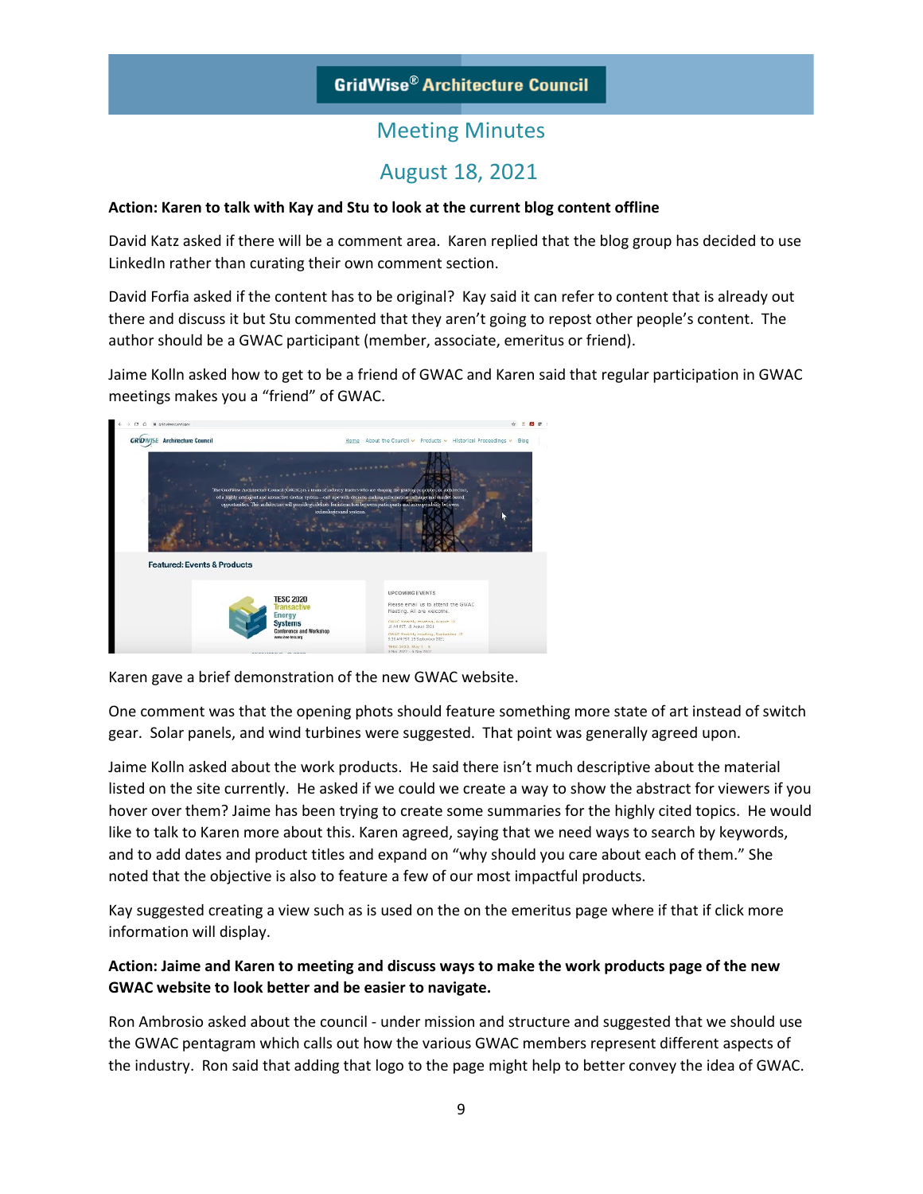**Action: Karen to talk with Kay and Stu to look at the current blog content offline**

David Katz asked if there will be a comment area. Karen replied that the blog group has decided to use LinkedIn rather than curating their own comment section.

David Forfia asked if the content has to be original? Kay said it can refer to content that is already out there and discuss it but Stu commented that they aren't going to repost other people's content. The author should be a GWAC participant (member, associate, emeritus or friend).

Jaime Kolln asked how to get to be a friend of GWAC and Karen said that regular participation in GWAC meetings makes you a "friend" of GWAC.

Karen gave a brief demonstration of the new GWAC website.

One comment was that the opening phots should feature something more state of art instead of switch gear. Solar panels, and wind turbines were suggested. That point was generally agreed upon.

Jaime Kolln asked about the work products. He said there isn't much descriptive about the material listed on the site currently. He asked if we could we create a way to show the abstract for viewers if you hover over them? Jaime has been trying to create some summaries for the highly cited topics. He would like to talk to Karen more about this. Karen agreed, saying that we need ways to search by keywords, and to add dates and product titles and expand on "why should you care about each of them." She noted that the objective is also to feature a few of our most impactful products.

Kay suggested creating a view such as is used on the on the emeritus page where if that if click more information will display.

**Action: Jaime and Karen to meeting and discuss ways to make the work products page of the new GWAC website to look better and be easier to navigate.**

Ron Ambrosio asked about the council - under mission and structure and suggested that we should use the GWAC pentagram which calls out how the various GWAC members represent different aspects of the industry. Ron said that adding that logo to the page might help to better convey the idea of GWAC.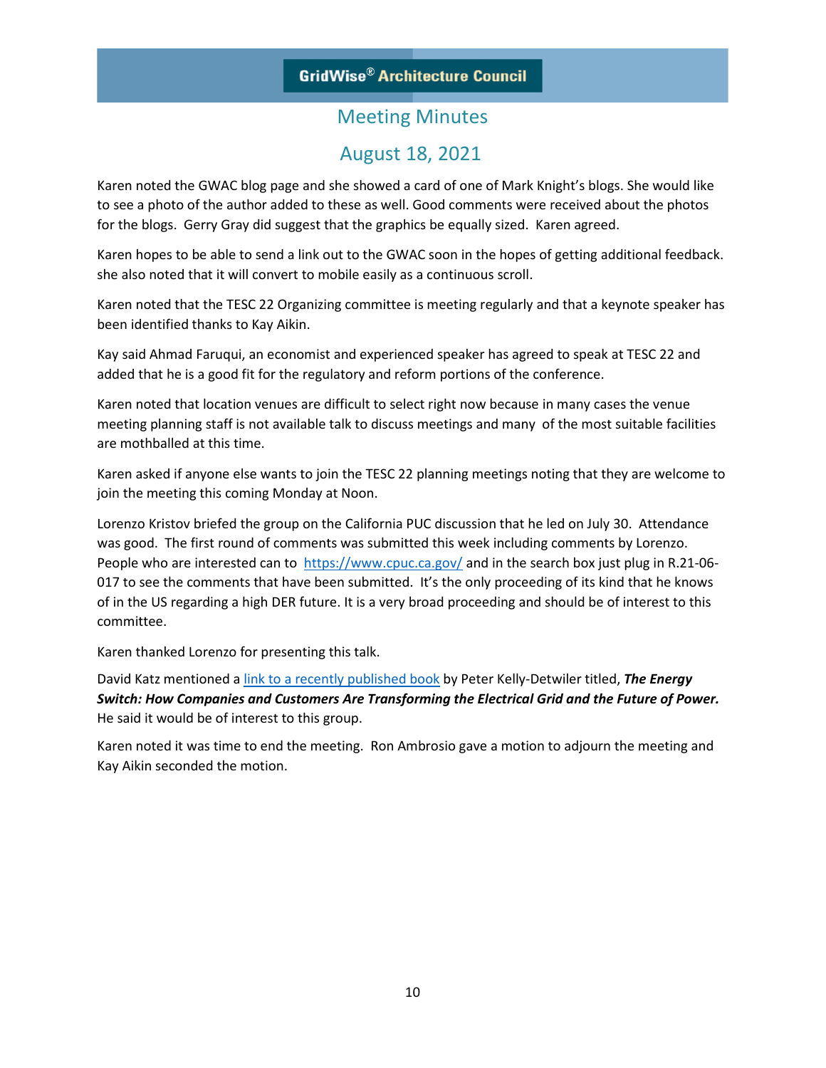GridWise® Architecture Council

## Meeting Minutes

## August 18, 2021

Karen noted the GWAC blog page and she showed a card of one of Mark Knight's blogs. She would like to see a photo of the author added to these as well. Good comments were received about the photos for the blogs. Gerry Gray did suggest that the graphics be equally sized. Karen agreed.

Karen hopes to be able to send a link out to the GWAC soon in the hopes of getting additional feedback. she also noted that it will convert to mobile easily as a continuous scroll.

Karen noted that the TESC 22 Organizing committee is meeting regularly and that a keynote speaker has been identified thanks to Kay Aikin.

Kay said Ahmad Faruqui, an economist and experienced speaker has agreed to speak at TESC 22 and added that he is a good fit for the regulatory and reform portions of the conference.

Karen noted that location venues are difficult to select right now because in many cases the venue meeting planning staff is not available talk to discuss meetings and many of the most suitable facilities are mothballed at this time.

Karen asked if anyone else wants to join the TESC 22 planning meetings noting that they are welcome to join the meeting this coming Monday at Noon.

Lorenzo Kristov briefed the group on the California PUC discussion that he led on July 30. Attendance was good. The first round of comments was submitted this week including comments by Lorenzo. People who are interested can to https://www.cpuc.ca.gov/ and in the search box just plug in R.21-06-017 to see the comments that have been submitted. It's the only proceeding of its kind that he knows of in the US regarding a high DER future. It is a very broad proceeding and should be of interest to this committee.

Karen thanked Lorenzo for presenting this talk.

David Katz mentioned a link to a recently published book by Peter Kelly-Detwiler titled, ***The Energy Switch: How Companies and Customers Are Transforming the Electrical Grid and the Future of Power.*** He said it would be of interest to this group.

Karen noted it was time to end the meeting. Ron Ambrosio gave a motion to adjourn the meeting and Kay Aikin seconded the motion.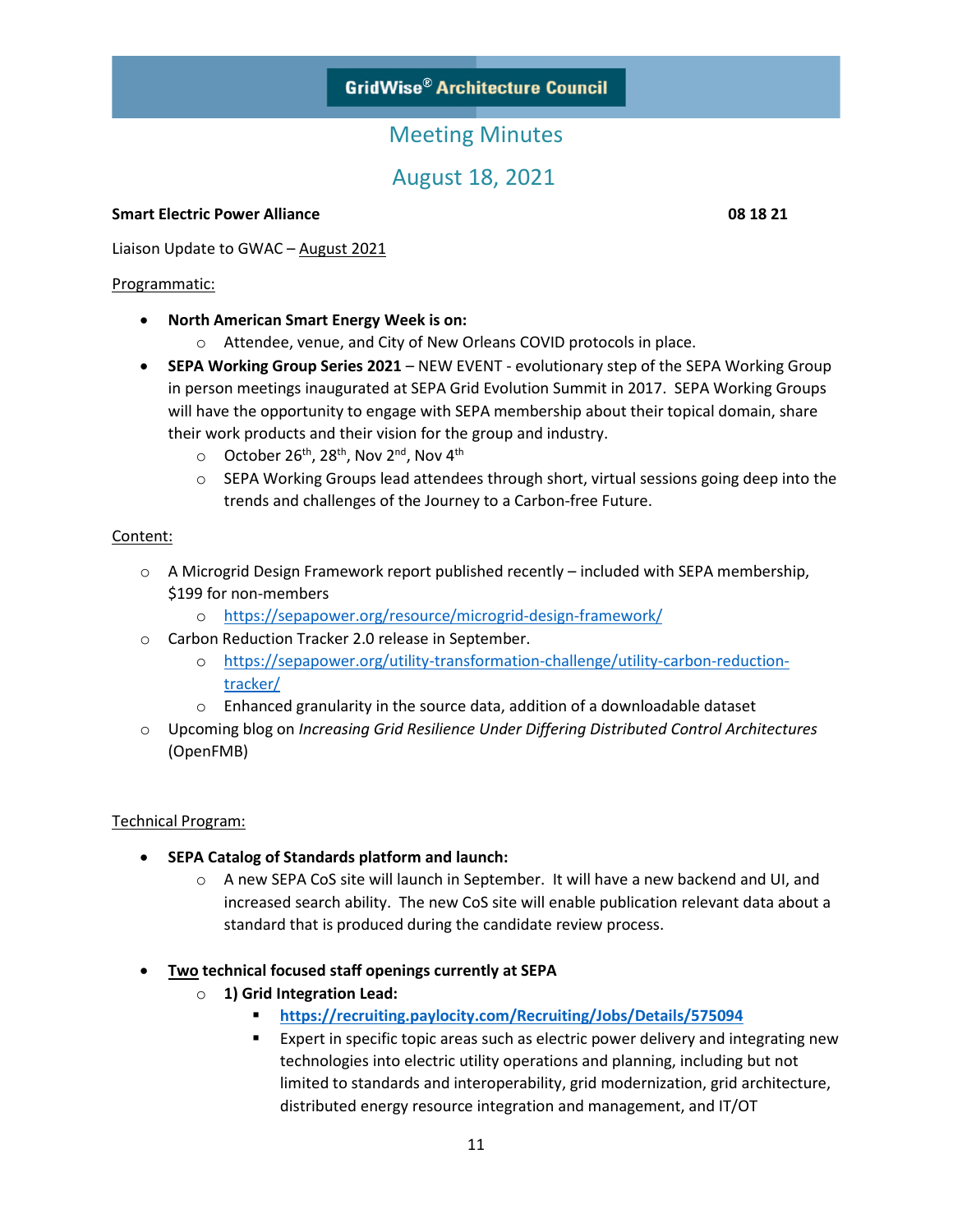**GridWise® Architecture Council**

# Meeting Minutes

## August 18, 2021

**Smart Electric Power Alliance** **08 18 21**

Liaison Update to GWAC – August 2021

Programmatic:

- **North American Smart Energy Week is on:**
  - Attendee, venue, and City of New Orleans COVID protocols in place.
- **SEPA Working Group Series 2021** – NEW EVENT - evolutionary step of the SEPA Working Group in person meetings inaugurated at SEPA Grid Evolution Summit in 2017. SEPA Working Groups will have the opportunity to engage with SEPA membership about their topical domain, share their work products and their vision for the group and industry.
  - October 26th, 28th, Nov 2nd, Nov 4th
  - SEPA Working Groups lead attendees through short, virtual sessions going deep into the trends and challenges of the Journey to a Carbon-free Future.

Content:

- A Microgrid Design Framework report published recently – included with SEPA membership, $199 for non-members
  - https://sepapower.org/resource/microgrid-design-framework/
- Carbon Reduction Tracker 2.0 release in September.
  - https://sepapower.org/utility-transformation-challenge/utility-carbon-reduction-tracker/
  - Enhanced granularity in the source data, addition of a downloadable dataset
- Upcoming blog on *Increasing Grid Resilience Under Differing Distributed Control Architectures* (OpenFMB)

Technical Program:

- **SEPA Catalog of Standards platform and launch:**
  - A new SEPA CoS site will launch in September. It will have a new backend and UI, and increased search ability. The new CoS site will enable publication relevant data about a standard that is produced during the candidate review process.

- **Two technical focused staff openings currently at SEPA**
  - **1) Grid Integration Lead:**
    - **https://recruiting.paylocity.com/Recruiting/Jobs/Details/575094**
    - Expert in specific topic areas such as electric power delivery and integrating new technologies into electric utility operations and planning, including but not limited to standards and interoperability, grid modernization, grid architecture, distributed energy resource integration and management, and IT/OT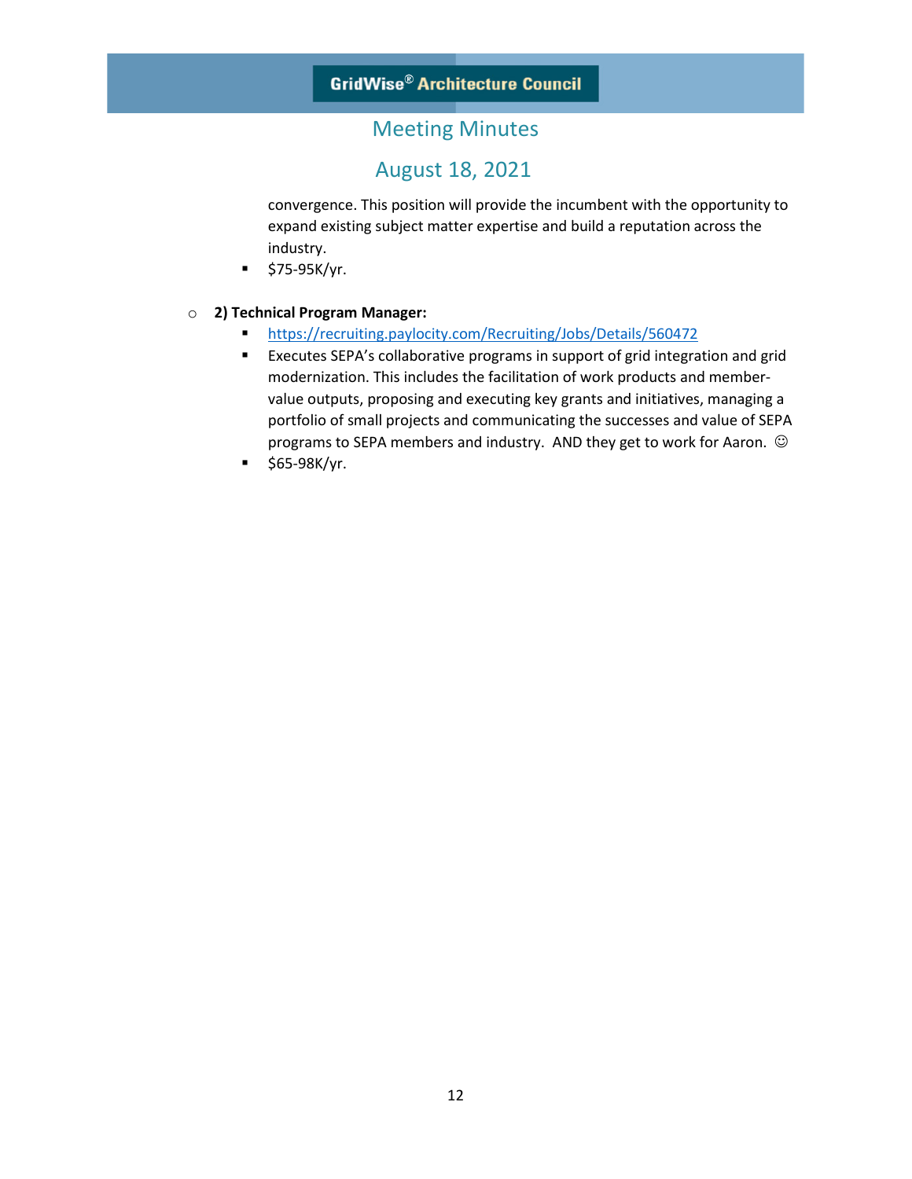convergence. This position will provide the incumbent with the opportunity to expand existing subject matter expertise and build a reputation across the industry.
    - $75-95K/yr.

- **2) Technical Program Manager:**
    - https://recruiting.paylocity.com/Recruiting/Jobs/Details/560472
    - Executes SEPA's collaborative programs in support of grid integration and grid modernization. This includes the facilitation of work products and member-value outputs, proposing and executing key grants and initiatives, managing a portfolio of small projects and communicating the successes and value of SEPA programs to SEPA members and industry. AND they get to work for Aaron. ☺
    - $65-98K/yr.